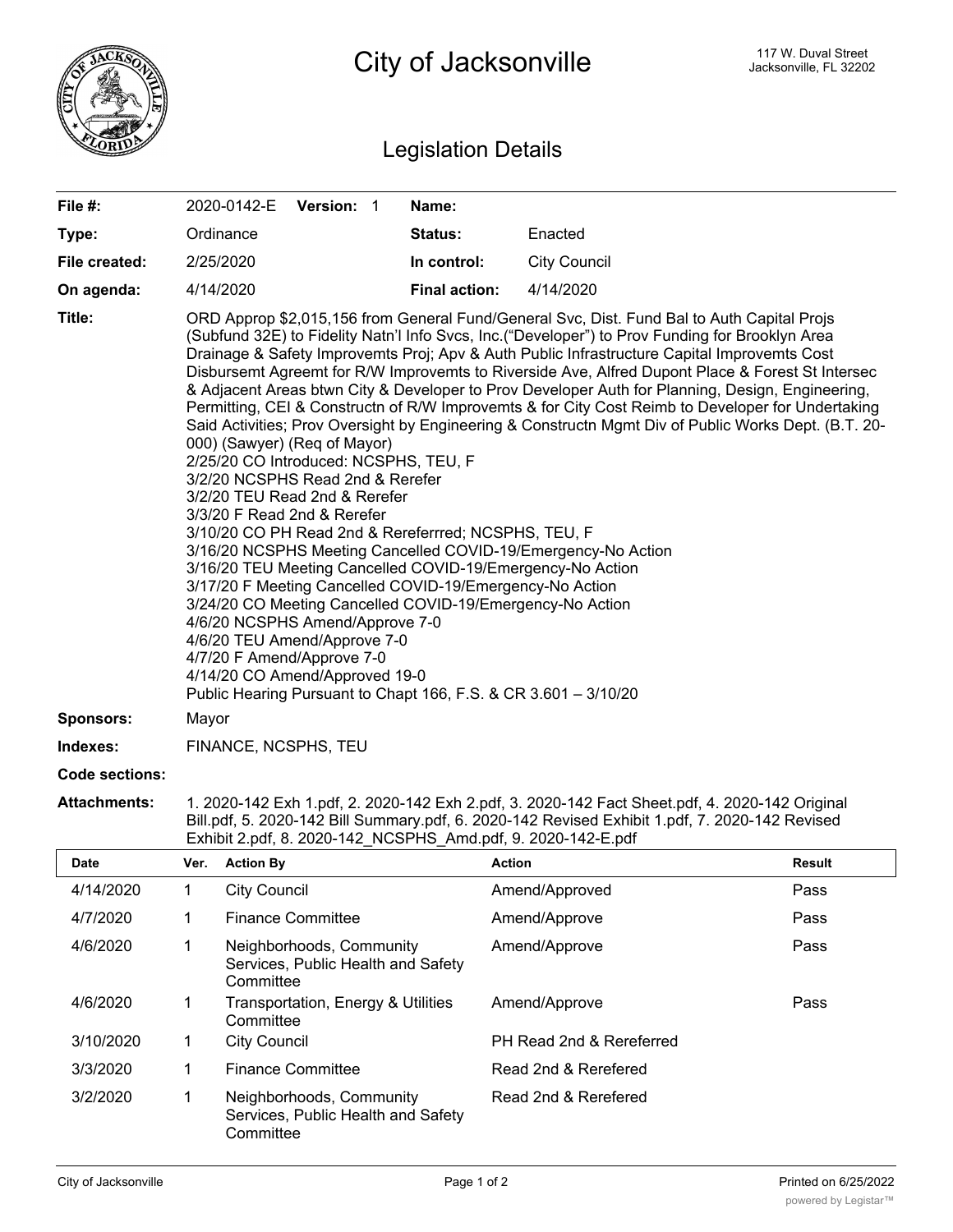# City of Jacksonville

117 W. Duval Street
Jacksonville, FL 32202

## Legislation Details

| | | | |
|---|---|---|---|
| **File #:** | 2020-0142-E **Version:** 1 | **Name:** | |
| **Type:** | Ordinance | **Status:** | Enacted |
| **File created:** | 2/25/2020 | **In control:** | City Council |
| **On agenda:** | 4/14/2020 | **Final action:** | 4/14/2020 |

**Title:** ORD Approp $2,015,156 from General Fund/General Svc, Dist. Fund Bal to Auth Capital Projs (Subfund 32E) to Fidelity Natn'l Info Svcs, Inc.("Developer") to Prov Funding for Brooklyn Area Drainage & Safety Improvemts Proj; Apv & Auth Public Infrastructure Capital Improvemts Cost Disbursemt Agreemt for R/W Improvemts to Riverside Ave, Alfred Dupont Place & Forest St Intersec & Adjacent Areas btwn City & Developer to Prov Developer Auth for Planning, Design, Engineering, Permitting, CEI & Constructn of R/W Improvemts & for City Cost Reimb to Developer for Undertaking Said Activities; Prov Oversight by Engineering & Constructn Mgmt Div of Public Works Dept. (B.T. 20-000) (Sawyer) (Req of Mayor)
2/25/20 CO Introduced: NCSPHS, TEU, F
3/2/20 NCSPHS Read 2nd & Rerefer
3/2/20 TEU Read 2nd & Rerefer
3/3/20 F Read 2nd & Rerefer
3/10/20 CO PH Read 2nd & Rereferrred; NCSPHS, TEU, F
3/16/20 NCSPHS Meeting Cancelled COVID-19/Emergency-No Action
3/16/20 TEU Meeting Cancelled COVID-19/Emergency-No Action
3/17/20 F Meeting Cancelled COVID-19/Emergency-No Action
3/24/20 CO Meeting Cancelled COVID-19/Emergency-No Action
4/6/20 NCSPHS Amend/Approve 7-0
4/6/20 TEU Amend/Approve 7-0
4/7/20 F Amend/Approve 7-0
4/14/20 CO Amend/Approved 19-0
Public Hearing Pursuant to Chapt 166, F.S. & CR 3.601 – 3/10/20

**Sponsors:** Mayor

**Indexes:** FINANCE, NCSPHS, TEU

**Code sections:**

**Attachments:** 1. 2020-142 Exh 1.pdf, 2. 2020-142 Exh 2.pdf, 3. 2020-142 Fact Sheet.pdf, 4. 2020-142 Original Bill.pdf, 5. 2020-142 Bill Summary.pdf, 6. 2020-142 Revised Exhibit 1.pdf, 7. 2020-142 Revised Exhibit 2.pdf, 8. 2020-142_NCSPHS_Amd.pdf, 9. 2020-142-E.pdf

| Date | Ver. | Action By | Action | Result |
|---|---|---|---|---|
| 4/14/2020 | 1 | City Council | Amend/Approved | Pass |
| 4/7/2020 | 1 | Finance Committee | Amend/Approve | Pass |
| 4/6/2020 | 1 | Neighborhoods, Community Services, Public Health and Safety Committee | Amend/Approve | Pass |
| 4/6/2020 | 1 | Transportation, Energy & Utilities Committee | Amend/Approve | Pass |
| 3/10/2020 | 1 | City Council | PH Read 2nd & Rereferred | |
| 3/3/2020 | 1 | Finance Committee | Read 2nd & Rerefered | |
| 3/2/2020 | 1 | Neighborhoods, Community Services, Public Health and Safety Committee | Read 2nd & Rerefered | |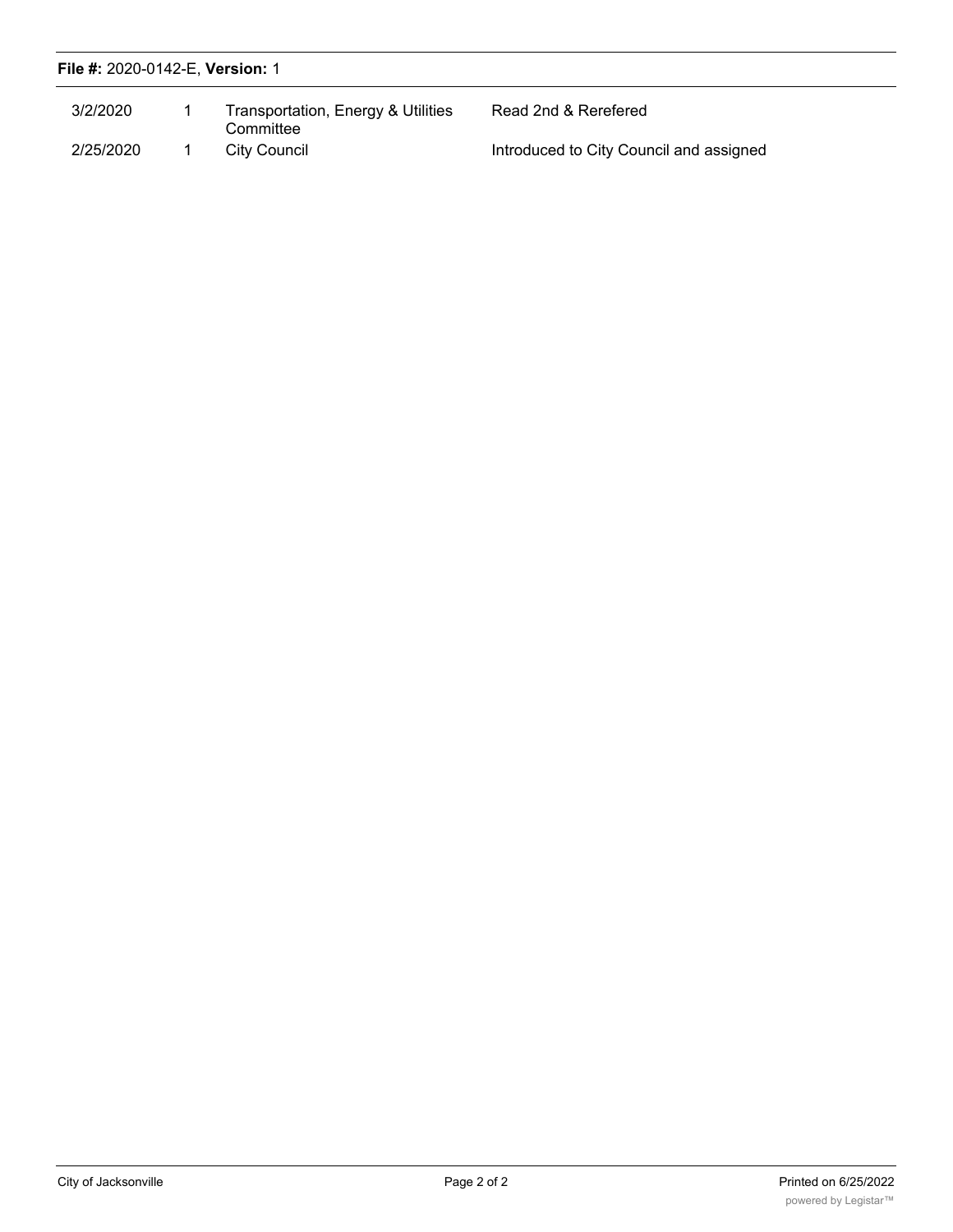**File #:** 2020-0142-E, **Version:** 1

| | | | |
|---|---|---|---|
| 3/2/2020 | 1 | Transportation, Energy & Utilities Committee | Read 2nd & Rerefered |
| 2/25/2020 | 1 | City Council | Introduced to City Council and assigned |